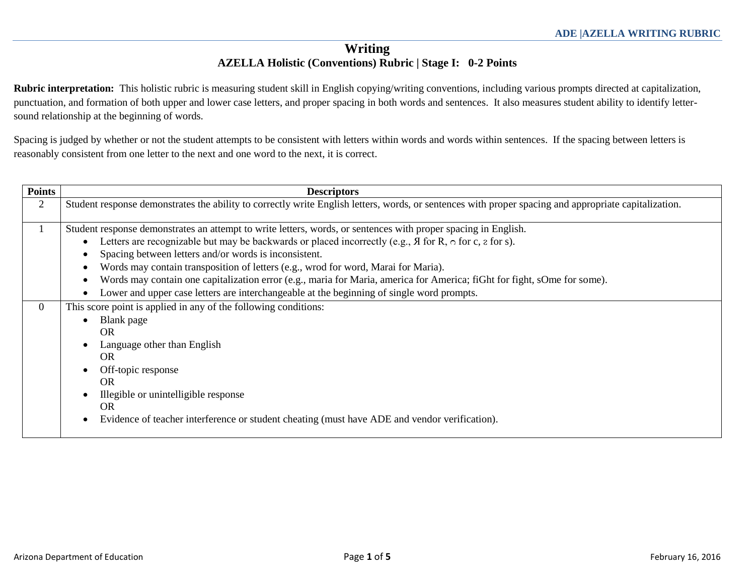# Writing

## AZELLA Holistic (Conventions) Rubric | Stage I: 0-2 Points

**Rubric interpretation:** This holistic rubric is measuring student skill in English copying/writing conventions, including various prompts directed at capitalization, punctuation, and formation of both upper and lower case letters, and proper spacing in both words and sentences. It also measures student ability to identify letter-sound relationship at the beginning of words.

Spacing is judged by whether or not the student attempts to be consistent with letters within words and words within sentences. If the spacing between letters is reasonably consistent from one letter to the next and one word to the next, it is correct.

| Points | Descriptors |
|---|---|
| 2 | Student response demonstrates the ability to correctly write English letters, words, or sentences with proper spacing and appropriate capitalization. |
| 1 | Student response demonstrates an attempt to write letters, words, or sentences with proper spacing in English.<br>• Letters are recognizable but may be backwards or placed incorrectly (e.g., Я for R, ɔ for c, ƨ for s).<br>• Spacing between letters and/or words is inconsistent.<br>• Words may contain transposition of letters (e.g., wrod for word, Marai for Maria).<br>• Words may contain one capitalization error (e.g., maria for Maria, america for America; fiGht for fight, sOme for some).<br>• Lower and upper case letters are interchangeable at the beginning of single word prompts. |
| 0 | This score point is applied in any of the following conditions:<br>• Blank page<br>OR<br>• Language other than English<br>OR<br>• Off-topic response<br>OR<br>• Illegible or unintelligible response<br>OR<br>• Evidence of teacher interference or student cheating (must have ADE and vendor verification). |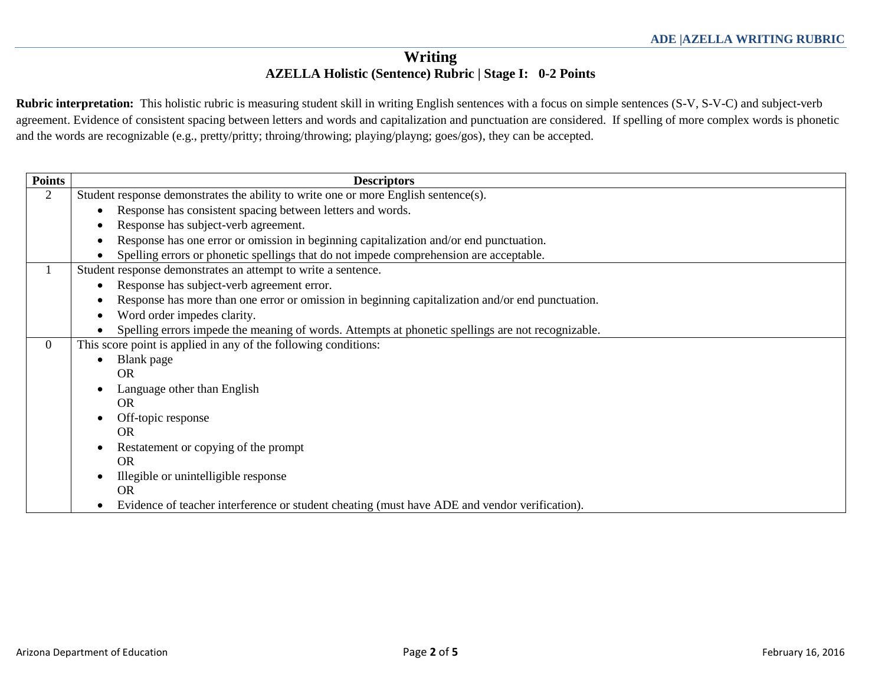# Writing

## AZELLA Holistic (Sentence) Rubric | Stage I: 0-2 Points

**Rubric interpretation:** This holistic rubric is measuring student skill in writing English sentences with a focus on simple sentences (S-V, S-V-C) and subject-verb agreement. Evidence of consistent spacing between letters and words and capitalization and punctuation are considered. If spelling of more complex words is phonetic and the words are recognizable (e.g., pretty/pritty; throing/throwing; playing/playng; goes/gos), they can be accepted.

| Points | Descriptors |
|---|---|
| 2 | Student response demonstrates the ability to write one or more English sentence(s).<br>• Response has consistent spacing between letters and words.<br>• Response has subject-verb agreement.<br>• Response has one error or omission in beginning capitalization and/or end punctuation.<br>• Spelling errors or phonetic spellings that do not impede comprehension are acceptable. |
| 1 | Student response demonstrates an attempt to write a sentence.<br>• Response has subject-verb agreement error.<br>• Response has more than one error or omission in beginning capitalization and/or end punctuation.<br>• Word order impedes clarity.<br>• Spelling errors impede the meaning of words. Attempts at phonetic spellings are not recognizable. |
| 0 | This score point is applied in any of the following conditions:<br>• Blank page<br>OR<br>• Language other than English<br>OR<br>• Off-topic response<br>OR<br>• Restatement or copying of the prompt<br>OR<br>• Illegible or unintelligible response<br>OR<br>• Evidence of teacher interference or student cheating (must have ADE and vendor verification). |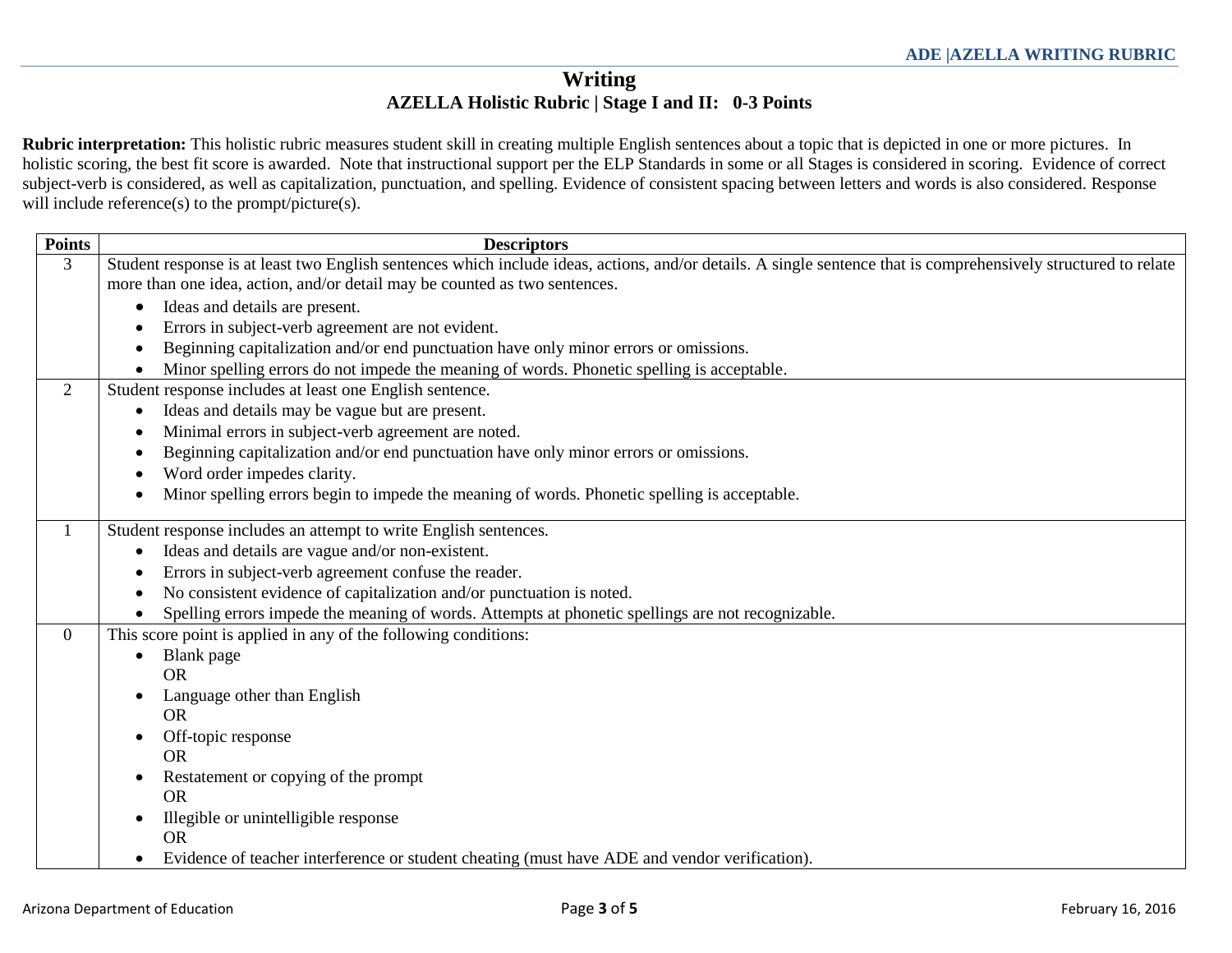# Writing

## AZELLA Holistic Rubric | Stage I and II: 0-3 Points

**Rubric interpretation:** This holistic rubric measures student skill in creating multiple English sentences about a topic that is depicted in one or more pictures. In holistic scoring, the best fit score is awarded. Note that instructional support per the ELP Standards in some or all Stages is considered in scoring. Evidence of correct subject-verb is considered, as well as capitalization, punctuation, and spelling. Evidence of consistent spacing between letters and words is also considered. Response will include reference(s) to the prompt/picture(s).

| Points | Descriptors |
|---|---|
| 3 | Student response is at least two English sentences which include ideas, actions, and/or details. A single sentence that is comprehensively structured to relate more than one idea, action, and/or detail may be counted as two sentences.<br>• Ideas and details are present.<br>• Errors in subject-verb agreement are not evident.<br>• Beginning capitalization and/or end punctuation have only minor errors or omissions.<br>• Minor spelling errors do not impede the meaning of words. Phonetic spelling is acceptable. |
| 2 | Student response includes at least one English sentence.<br>• Ideas and details may be vague but are present.<br>• Minimal errors in subject-verb agreement are noted.<br>• Beginning capitalization and/or end punctuation have only minor errors or omissions.<br>• Word order impedes clarity.<br>• Minor spelling errors begin to impede the meaning of words. Phonetic spelling is acceptable. |
| 1 | Student response includes an attempt to write English sentences.<br>• Ideas and details are vague and/or non-existent.<br>• Errors in subject-verb agreement confuse the reader.<br>• No consistent evidence of capitalization and/or punctuation is noted.<br>• Spelling errors impede the meaning of words. Attempts at phonetic spellings are not recognizable. |
| 0 | This score point is applied in any of the following conditions:<br>• Blank page<br>OR<br>• Language other than English<br>OR<br>• Off-topic response<br>OR<br>• Restatement or copying of the prompt<br>OR<br>• Illegible or unintelligible response<br>OR<br>• Evidence of teacher interference or student cheating (must have ADE and vendor verification). |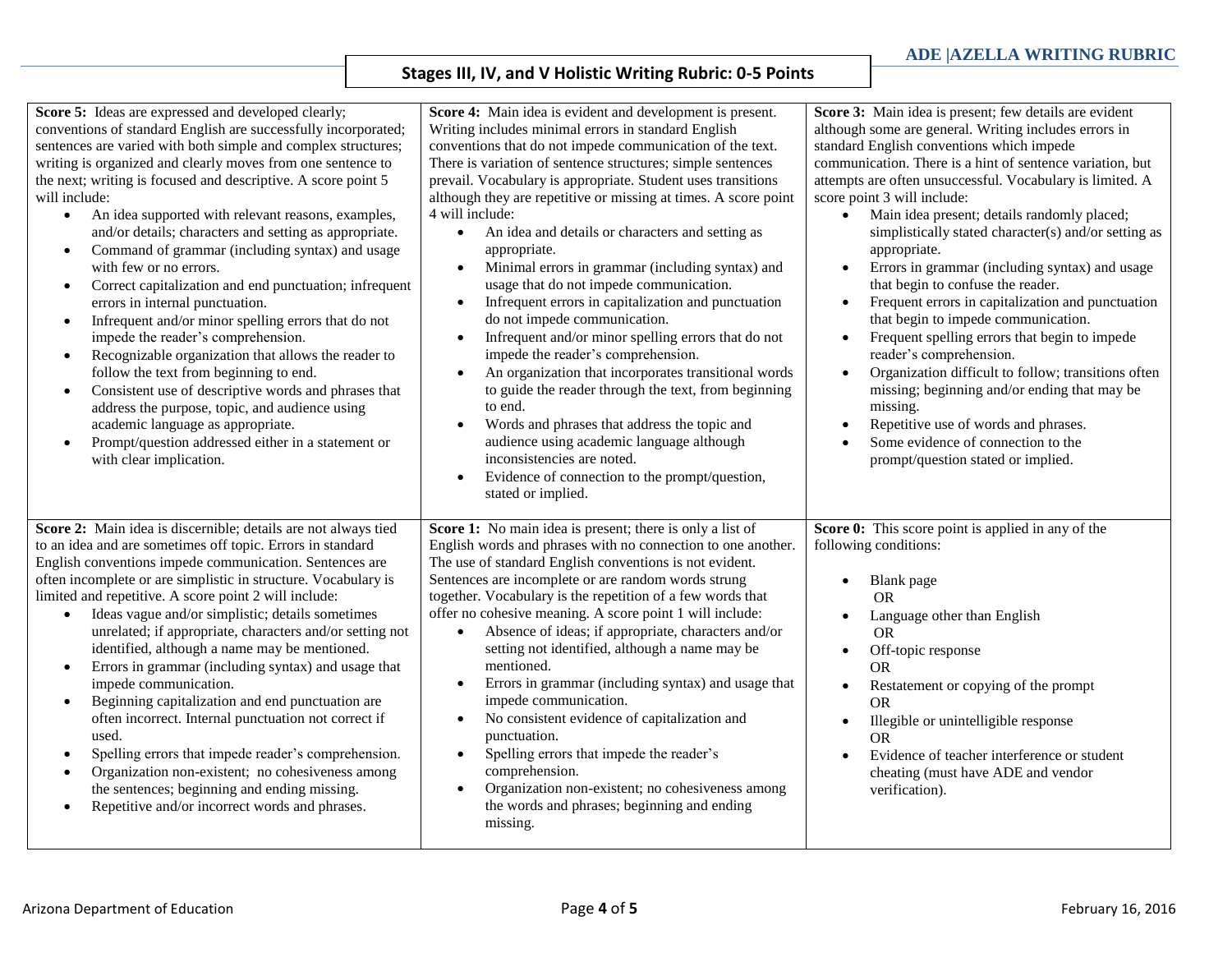## Stages III, IV, and V Holistic Writing Rubric: 0-5 Points

**Score 5:** Ideas are expressed and developed clearly; conventions of standard English are successfully incorporated; sentences are varied with both simple and complex structures; writing is organized and clearly moves from one sentence to the next; writing is focused and descriptive. A score point 5 will include:

- An idea supported with relevant reasons, examples, and/or details; characters and setting as appropriate.
- Command of grammar (including syntax) and usage with few or no errors.
- Correct capitalization and end punctuation; infrequent errors in internal punctuation.
- Infrequent and/or minor spelling errors that do not impede the reader's comprehension.
- Recognizable organization that allows the reader to follow the text from beginning to end.
- Consistent use of descriptive words and phrases that address the purpose, topic, and audience using academic language as appropriate.
- Prompt/question addressed either in a statement or with clear implication.

**Score 4:** Main idea is evident and development is present. Writing includes minimal errors in standard English conventions that do not impede communication of the text. There is variation of sentence structures; simple sentences prevail. Vocabulary is appropriate. Student uses transitions although they are repetitive or missing at times. A score point 4 will include:

- An idea and details or characters and setting as appropriate.
- Minimal errors in grammar (including syntax) and usage that do not impede communication.
- Infrequent errors in capitalization and punctuation do not impede communication.
- Infrequent and/or minor spelling errors that do not impede the reader's comprehension.
- An organization that incorporates transitional words to guide the reader through the text, from beginning to end.
- Words and phrases that address the topic and audience using academic language although inconsistencies are noted.
- Evidence of connection to the prompt/question, stated or implied.

**Score 3:** Main idea is present; few details are evident although some are general. Writing includes errors in standard English conventions which impede communication. There is a hint of sentence variation, but attempts are often unsuccessful. Vocabulary is limited. A score point 3 will include:

- Main idea present; details randomly placed; simplistically stated character(s) and/or setting as appropriate.
- Errors in grammar (including syntax) and usage that begin to confuse the reader.
- Frequent errors in capitalization and punctuation that begin to impede communication.
- Frequent spelling errors that begin to impede reader's comprehension.
- Organization difficult to follow; transitions often missing; beginning and/or ending that may be missing.
- Repetitive use of words and phrases.
- Some evidence of connection to the prompt/question stated or implied.

**Score 2:** Main idea is discernible; details are not always tied to an idea and are sometimes off topic. Errors in standard English conventions impede communication. Sentences are often incomplete or are simplistic in structure. Vocabulary is limited and repetitive. A score point 2 will include:

- Ideas vague and/or simplistic; details sometimes unrelated; if appropriate, characters and/or setting not identified, although a name may be mentioned.
- Errors in grammar (including syntax) and usage that impede communication.
- Beginning capitalization and end punctuation are often incorrect. Internal punctuation not correct if used.
- Spelling errors that impede reader's comprehension.
- Organization non-existent; no cohesiveness among the sentences; beginning and ending missing.
- Repetitive and/or incorrect words and phrases.

**Score 1:** No main idea is present; there is only a list of English words and phrases with no connection to one another. The use of standard English conventions is not evident. Sentences are incomplete or are random words strung together. Vocabulary is the repetition of a few words that offer no cohesive meaning. A score point 1 will include:

- Absence of ideas; if appropriate, characters and/or setting not identified, although a name may be mentioned.
- Errors in grammar (including syntax) and usage that impede communication.
- No consistent evidence of capitalization and punctuation.
- Spelling errors that impede the reader's comprehension.
- Organization non-existent; no cohesiveness among the words and phrases; beginning and ending missing.

**Score 0:** This score point is applied in any of the following conditions:

- Blank page
  OR
- Language other than English
  OR
- Off-topic response
  OR
- Restatement or copying of the prompt
  OR
- Illegible or unintelligible response
  OR
- Evidence of teacher interference or student cheating (must have ADE and vendor verification).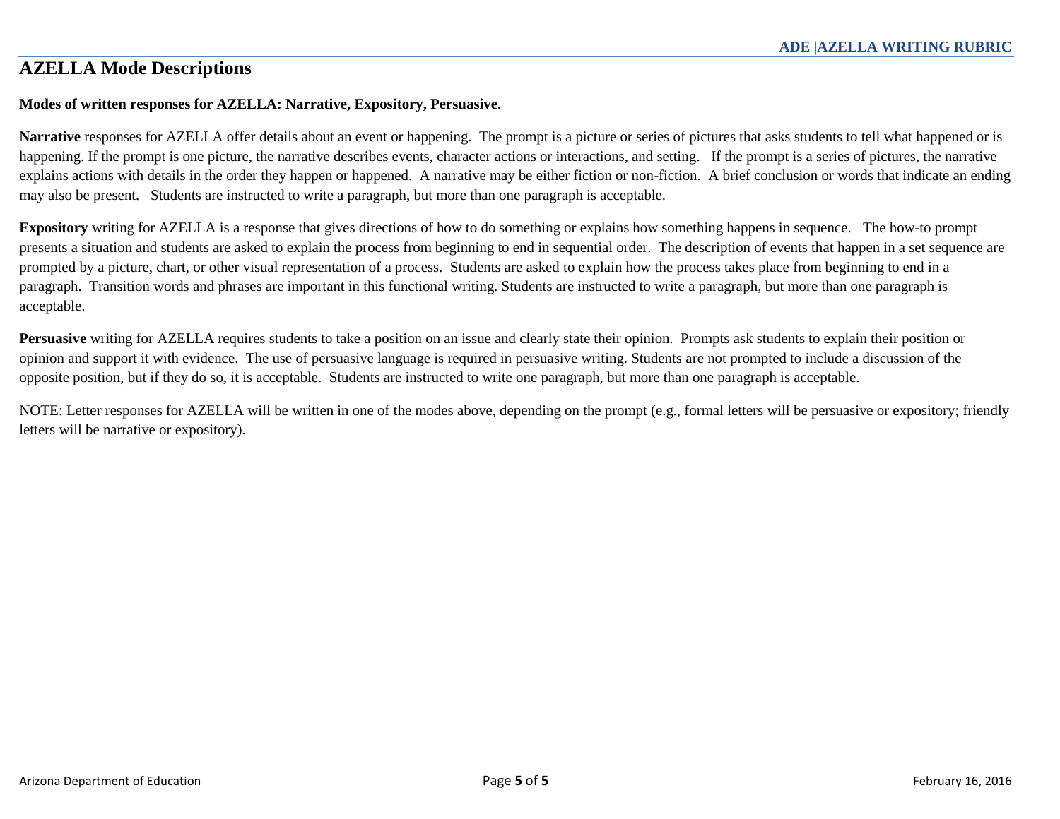# AZELLA Mode Descriptions

**Modes of written responses for AZELLA: Narrative, Expository, Persuasive.**

**Narrative** responses for AZELLA offer details about an event or happening. The prompt is a picture or series of pictures that asks students to tell what happened or is happening. If the prompt is one picture, the narrative describes events, character actions or interactions, and setting. If the prompt is a series of pictures, the narrative explains actions with details in the order they happen or happened. A narrative may be either fiction or non-fiction. A brief conclusion or words that indicate an ending may also be present. Students are instructed to write a paragraph, but more than one paragraph is acceptable.

**Expository** writing for AZELLA is a response that gives directions of how to do something or explains how something happens in sequence. The how-to prompt presents a situation and students are asked to explain the process from beginning to end in sequential order. The description of events that happen in a set sequence are prompted by a picture, chart, or other visual representation of a process. Students are asked to explain how the process takes place from beginning to end in a paragraph. Transition words and phrases are important in this functional writing. Students are instructed to write a paragraph, but more than one paragraph is acceptable.

**Persuasive** writing for AZELLA requires students to take a position on an issue and clearly state their opinion. Prompts ask students to explain their position or opinion and support it with evidence. The use of persuasive language is required in persuasive writing. Students are not prompted to include a discussion of the opposite position, but if they do so, it is acceptable. Students are instructed to write one paragraph, but more than one paragraph is acceptable.

NOTE: Letter responses for AZELLA will be written in one of the modes above, depending on the prompt (e.g., formal letters will be persuasive or expository; friendly letters will be narrative or expository).